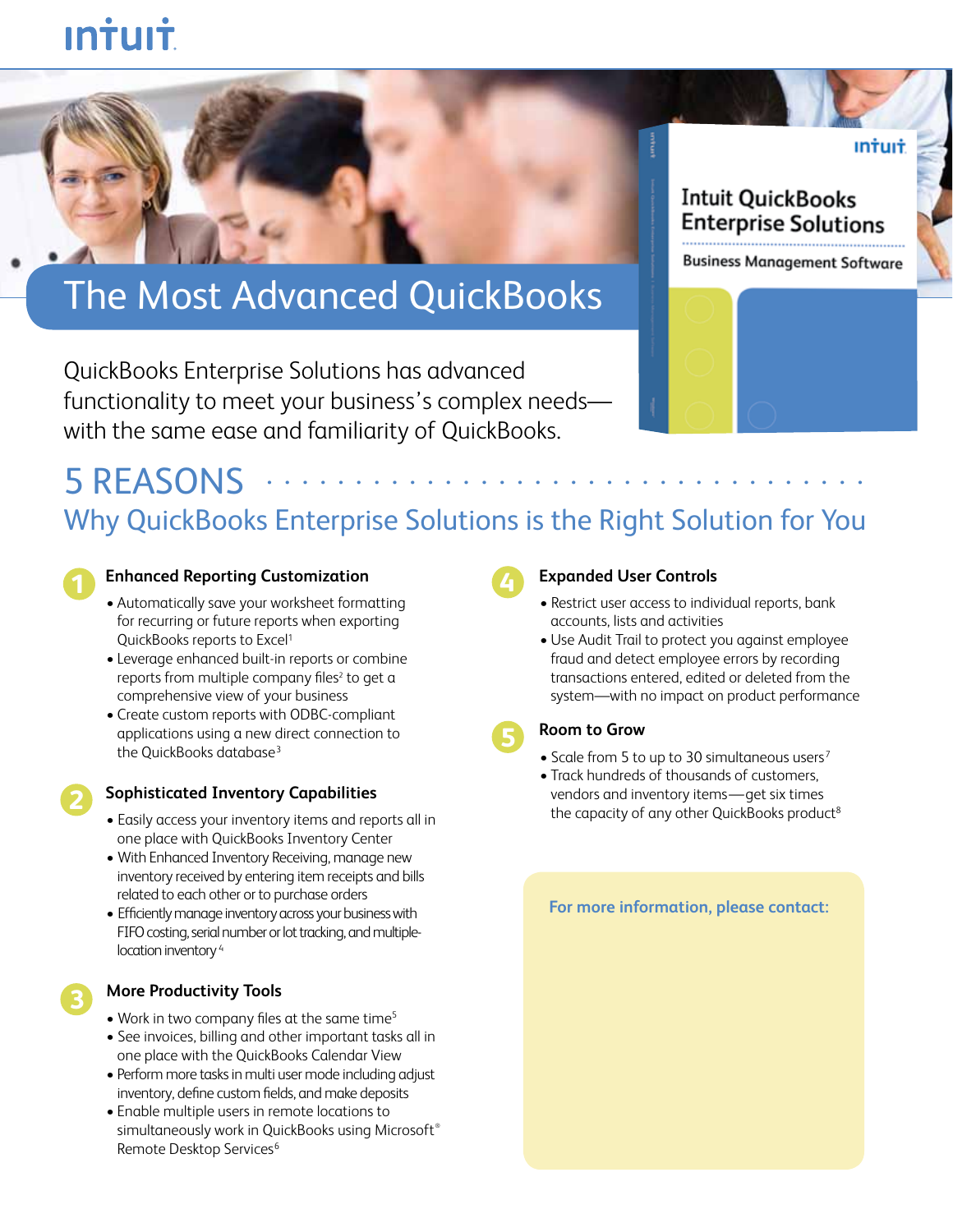# The Most Advanced QuickBooks

QuickBooks Enterprise Solutions has advanced functionality to meet your business's complex needs—with the same ease and familiarity of QuickBooks.

## 5 REASONS

## Why QuickBooks Enterprise Solutions is the Right Solution for You

### 1 Enhanced Reporting Customization

- Automatically save your worksheet formatting for recurring or future reports when exporting QuickBooks reports to Excel[1]
- Leverage enhanced built-in reports or combine reports from multiple company files[2] to get a comprehensive view of your business
- Create custom reports with ODBC-compliant applications using a new direct connection to the QuickBooks database[3]

### 2 Sophisticated Inventory Capabilities

- Easily access your inventory items and reports all in one place with QuickBooks Inventory Center
- With Enhanced Inventory Receiving, manage new inventory received by entering item receipts and bills related to each other or to purchase orders
- Efficiently manage inventory across your business with FIFO costing, serial number or lot tracking, and multiple-location inventory[4]

### 3 More Productivity Tools

- Work in two company files at the same time[5]
- See invoices, billing and other important tasks all in one place with the QuickBooks Calendar View
- Perform more tasks in multi user mode including adjust inventory, define custom fields, and make deposits
- Enable multiple users in remote locations to simultaneously work in QuickBooks using Microsoft® Remote Desktop Services[6]

### 4 Expanded User Controls

- Restrict user access to individual reports, bank accounts, lists and activities
- Use Audit Trail to protect you against employee fraud and detect employee errors by recording transactions entered, edited or deleted from the system—with no impact on product performance

### 5 Room to Grow

- Scale from 5 to up to 30 simultaneous users[7]
- Track hundreds of thousands of customers, vendors and inventory items—get six times the capacity of any other QuickBooks product[8]

**For more information, please contact:**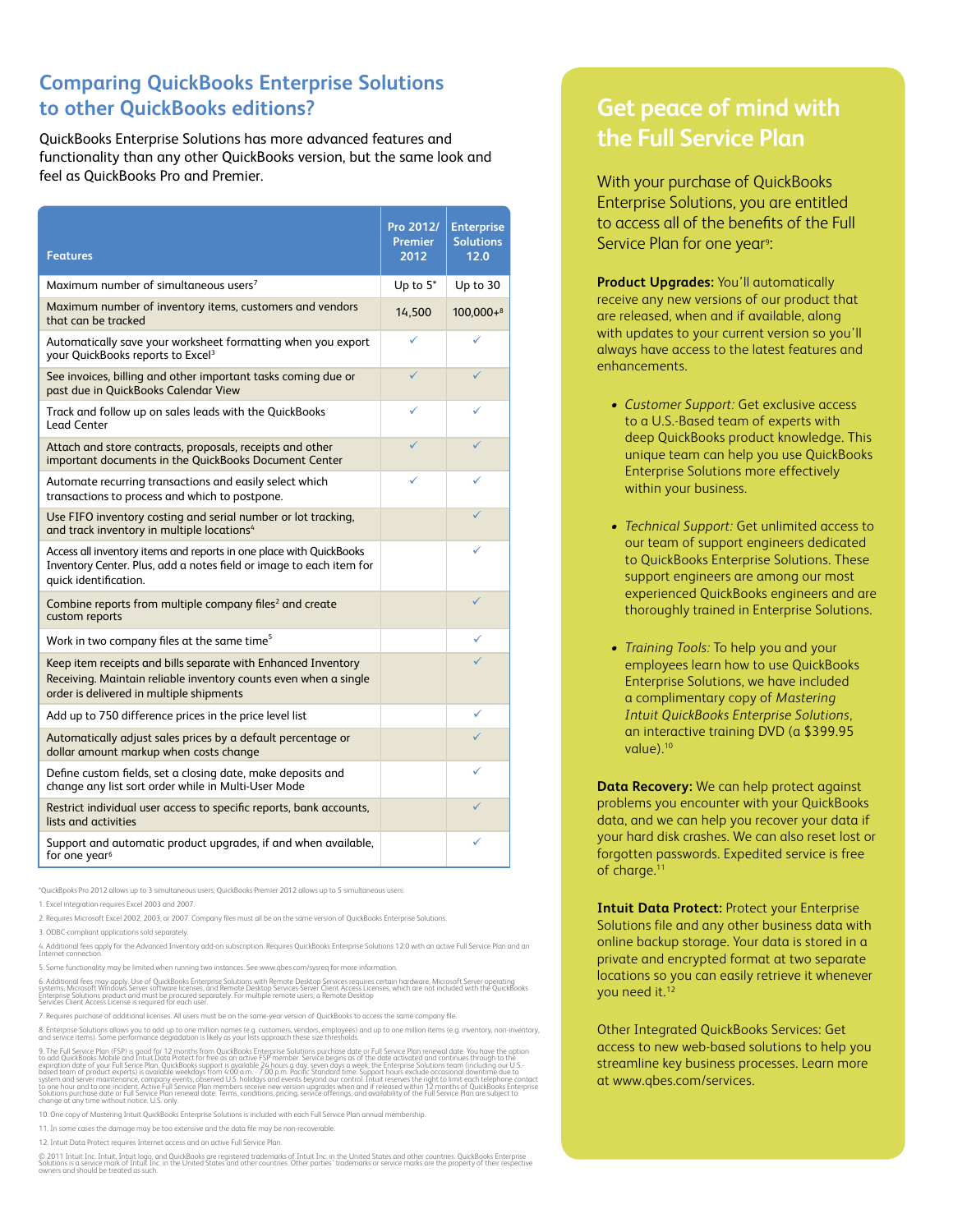## Comparing QuickBooks Enterprise Solutions to other QuickBooks editions?

QuickBooks Enterprise Solutions has more advanced features and functionality than any other QuickBooks version, but the same look and feel as QuickBooks Pro and Premier.

| Features | Pro 2012/ Premier 2012 | Enterprise Solutions 12.0 |
|---|---|---|
| Maximum number of simultaneous users[7] | Up to 5* | Up to 30 |
| Maximum number of inventory items, customers and vendors that can be tracked | 14,500 | 100,000+[8] |
| Automatically save your worksheet formatting when you export your QuickBooks reports to Excel[3] | ✓ | ✓ |
| See invoices, billing and other important tasks coming due or past due in QuickBooks Calendar View | ✓ | ✓ |
| Track and follow up on sales leads with the QuickBooks Lead Center | ✓ | ✓ |
| Attach and store contracts, proposals, receipts and other important documents in the QuickBooks Document Center | ✓ | ✓ |
| Automate recurring transactions and easily select which transactions to process and which to postpone. | ✓ | ✓ |
| Use FIFO inventory costing and serial number or lot tracking, and track inventory in multiple locations[4] | | ✓ |
| Access all inventory items and reports in one place with QuickBooks Inventory Center. Plus, add a notes field or image to each item for quick identification. | | ✓ |
| Combine reports from multiple company files[2] and create custom reports | | ✓ |
| Work in two company files at the same time[5] | | ✓ |
| Keep item receipts and bills separate with Enhanced Inventory Receiving. Maintain reliable inventory counts even when a single order is delivered in multiple shipments | | ✓ |
| Add up to 750 difference prices in the price level list | | ✓ |
| Automatically adjust sales prices by a default percentage or dollar amount markup when costs change | | ✓ |
| Define custom fields, set a closing date, make deposits and change any list sort order while in Multi-User Mode | | ✓ |
| Restrict individual user access to specific reports, bank accounts, lists and activities | | ✓ |
| Support and automatic product upgrades, if and when available, for one year[6] | | ✓ |

*QuickBpoks Pro 2012 allows up to 3 simultaneous users; QuickBooks Premier 2012 allows up to 5 simultaneous users.

1. Excel integration requires Excel 2003 and 2007.

2. Requires Microsoft Excel 2002, 2003, or 2007. Company files must all be on the same version of QuickBooks Enterprise Solutions.

3. ODBC-compliant applications sold separately.

4. Additional fees apply for the Advanced Inventory add-on subscription. Requires QuickBooks Enterprise Solutions 12.0 with an active Full Service Plan and an Internet connection.

5. Some functionality may be limited when running two instances. See www.qbes.com/sysreq for more information.

6. Additional fees may apply. Use of QuickBooks Enterprise Solutions with Remote Desktop Services requires certain hardware, Microsoft Server operating systems, Microsoft Windows Server software licenses, and Remote Desktop Services Server Client Access Licenses, which are not included with the QuickBooks Enterprise Solutions product and must be procured separately. For multiple remote users, a Remote Desktop Services Client Access License is required for each user.

7. Requires purchase of additional licenses. All users must be on the same-year version of QuickBooks to access the same company file.

8. Enterprise Solutions allows you to add up to one million names (e.g. customers, vendors, employees) and up to one million items (e.g. inventory, non-inventory, and service items). Some performance degradation is likely as your lists approach these size thresholds.

9. The Full Service Plan (FSP) is good for 12 months from QuickBooks Enterprise Solutions purchase date or Full Service Plan renewal date. You have the option to add QuickBooks Mobile and Intuit Data Protect for free as an active FSP member. Service begins as of the date activated and continues through to the expiration date of your Full Service Plan. QuickBooks support is available 24 hours a day, seven days a week; the Enterprise Solutions team (including our U.S.-based team of product experts) is available weekdays from 4:00 a.m. - 7:00 p.m. Pacific Standard time. Support hours exclude occasional downtime due to system and server maintenance, company events, observed U.S. holidays and events beyond our control. Intuit reserves the right to limit each telephone contact to one hour and to one incident. Active Full Service Plan members receive new version upgrades when and if released within 12 months of QuickBooks Enterprise Solutions purchase date or Full Service Plan renewal date. Terms, conditions, pricing, service offerings, and availability of the Full Service Plan are subject to change at any time without notice. U.S. only.

10. One copy of Mastering Intuit QuickBooks Enterprise Solutions is included with each Full Service Plan annual membership.

11. In some cases the damage may be too extensive and the data file may be non-recoverable.

12. Intuit Data Protect requires Internet access and an active Full Service Plan.

© 2011 Intuit Inc. Intuit, Intuit logo, and QuickBooks are registered trademarks of Intuit Inc. in the United States and other countries. QuickBooks Enterprise Solutions is a service mark of Intuit Inc. in the United States and other countries. Other parties' trademarks or service marks are the property of their respective owners and should be treated as such.

## Get peace of mind with the Full Service Plan

With your purchase of QuickBooks Enterprise Solutions, you are entitled to access all of the benefits of the Full Service Plan for one year[9]:

**Product Upgrades:** You'll automatically receive any new versions of our product that are released, when and if available, along with updates to your current version so you'll always have access to the latest features and enhancements.

- *Customer Support:* Get exclusive access to a U.S.-Based team of experts with deep QuickBooks product knowledge. This unique team can help you use QuickBooks Enterprise Solutions more effectively within your business.
- *Technical Support:* Get unlimited access to our team of support engineers dedicated to QuickBooks Enterprise Solutions. These support engineers are among our most experienced QuickBooks engineers and are thoroughly trained in Enterprise Solutions.
- *Training Tools:* To help you and your employees learn how to use QuickBooks Enterprise Solutions, we have included a complimentary copy of *Mastering Intuit QuickBooks Enterprise Solutions*, an interactive training DVD (a $399.95 value).[10]

**Data Recovery:** We can help protect against problems you encounter with your QuickBooks data, and we can help you recover your data if your hard disk crashes. We can also reset lost or forgotten passwords. Expedited service is free of charge.[11]

**Intuit Data Protect:** Protect your Enterprise Solutions file and any other business data with online backup storage. Your data is stored in a private and encrypted format at two separate locations so you can easily retrieve it whenever you need it.[12]

Other Integrated QuickBooks Services: Get access to new web-based solutions to help you streamline key business processes. Learn more at www.qbes.com/services.